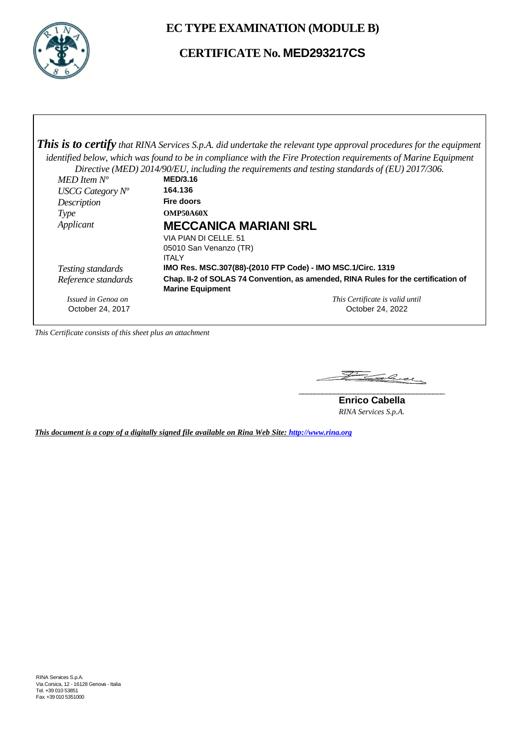# EC TYPE EXAMINATION (MODULE B)

## CERTIFICATE No. MED293217CS

***This is to certify*** *that RINA Services S.p.A. did undertake the relevant type approval procedures for the equipment identified below, which was found to be in compliance with the Fire Protection requirements of Marine Equipment Directive (MED) 2014/90/EU, including the requirements and testing standards of (EU) 2017/306.*

| | |
|---|---|
| *MED Item Nº* | **MED/3.16** |
| *USCG Category Nº* | **164.136** |
| *Description* | **Fire doors** |
| *Type* | **OMP50A60X** |
| *Applicant* | **MECCANICA MARIANI SRL**<br>VIA PIAN DI CELLE. 51<br>05010 San Venanzo (TR)<br>ITALY |
| *Testing standards* | **IMO Res. MSC.307(88)-(2010 FTP Code) - IMO MSC.1/Circ. 1319** |
| *Reference standards* | **Chap. II-2 of SOLAS 74 Convention, as amended, RINA Rules for the certification of Marine Equipment** |

*Issued in Genoa on*
October 24, 2017

*This Certificate is valid until*
October 24, 2022

*This Certificate consists of this sheet plus an attachment*

**Enrico Cabella**
*RINA Services S.p.A.*

***This document is a copy of a digitally signed file available on Rina Web Site: http://www.rina.org***

RINA Services S.p.A.
Via Corsica, 12 - 16128 Genova - Italia
Tel. +39 010 53851
Fax +39 010 5351000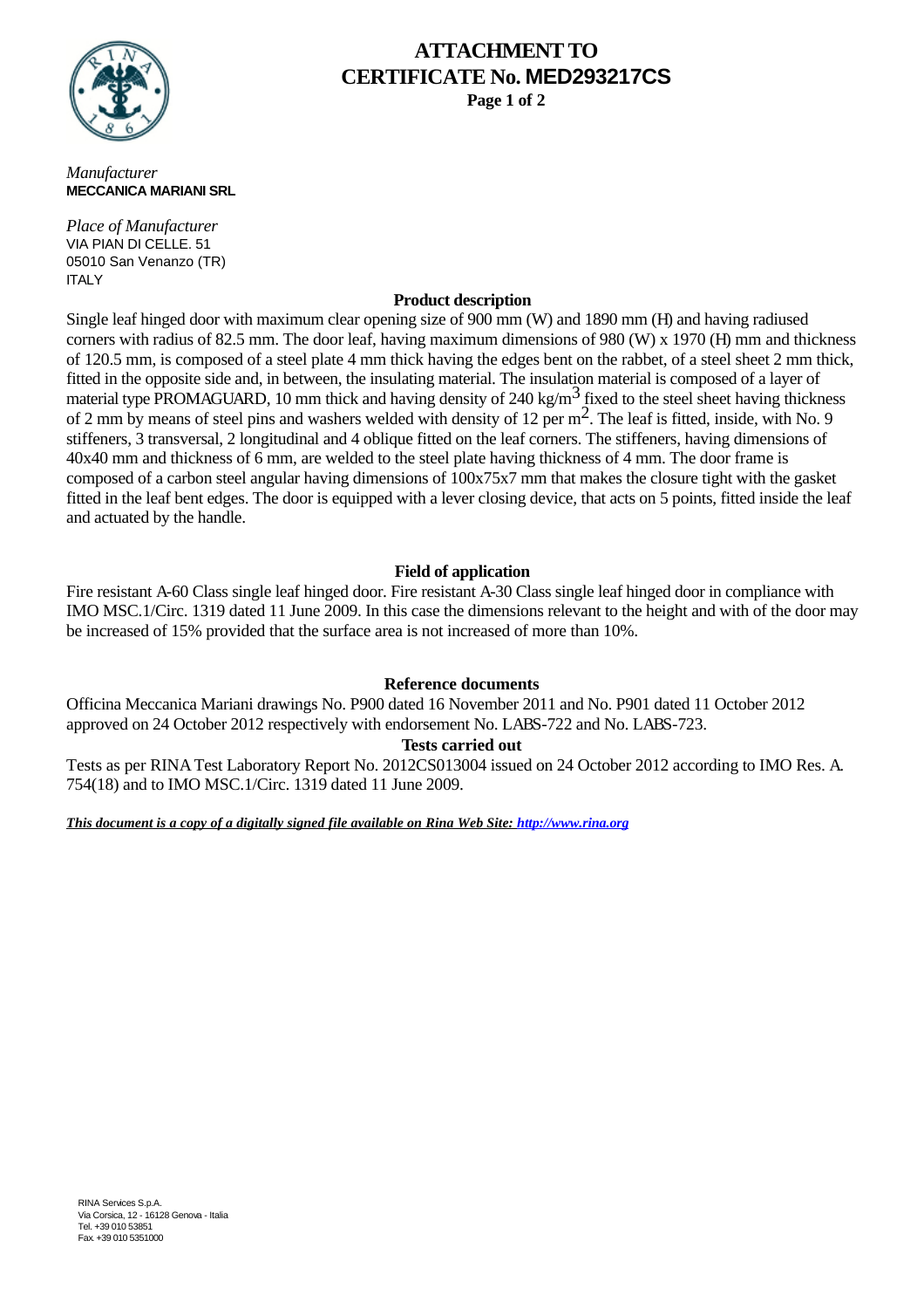# ATTACHMENT TO CERTIFICATE No. MED293217CS

*Manufacturer*
**MECCANICA MARIANI SRL**

*Place of Manufacturer*
VIA PIAN DI CELLE. 51
05010 San Venanzo (TR)
ITALY

## Product description

Single leaf hinged door with maximum clear opening size of 900 mm (W) and 1890 mm (H) and having radiused corners with radius of 82.5 mm. The door leaf, having maximum dimensions of 980 (W) x 1970 (H) mm and thickness of 120.5 mm, is composed of a steel plate 4 mm thick having the edges bent on the rabbet, of a steel sheet 2 mm thick, fitted in the opposite side and, in between, the insulating material. The insulation material is composed of a layer of material type PROMAGUARD, 10 mm thick and having density of 240 kg/$m^3$ fixed to the steel sheet having thickness of 2 mm by means of steel pins and washers welded with density of 12 per $m^2$. The leaf is fitted, inside, with No. 9 stiffeners, 3 transversal, 2 longitudinal and 4 oblique fitted on the leaf corners. The stiffeners, having dimensions of 40x40 mm and thickness of 6 mm, are welded to the steel plate having thickness of 4 mm. The door frame is composed of a carbon steel angular having dimensions of 100x75x7 mm that makes the closure tight with the gasket fitted in the leaf bent edges. The door is equipped with a lever closing device, that acts on 5 points, fitted inside the leaf and actuated by the handle.

## Field of application

Fire resistant A-60 Class single leaf hinged door. Fire resistant A-30 Class single leaf hinged door in compliance with IMO MSC.1/Circ. 1319 dated 11 June 2009. In this case the dimensions relevant to the height and with of the door may be increased of 15% provided that the surface area is not increased of more than 10%.

## Reference documents

Officina Meccanica Mariani drawings No. P900 dated 16 November 2011 and No. P901 dated 11 October 2012 approved on 24 October 2012 respectively with endorsement No. LABS-722 and No. LABS-723.

## Tests carried out

Tests as per RINA Test Laboratory Report No. 2012CS013004 issued on 24 October 2012 according to IMO Res. A. 754(18) and to IMO MSC.1/Circ. 1319 dated 11 June 2009.

***This document is a copy of a digitally signed file available on Rina Web Site: http://www.rina.org***

RINA Services S.p.A.
Via Corsica, 12 - 16128 Genova - Italia
Tel. +39 010 53851
Fax +39 010 5351000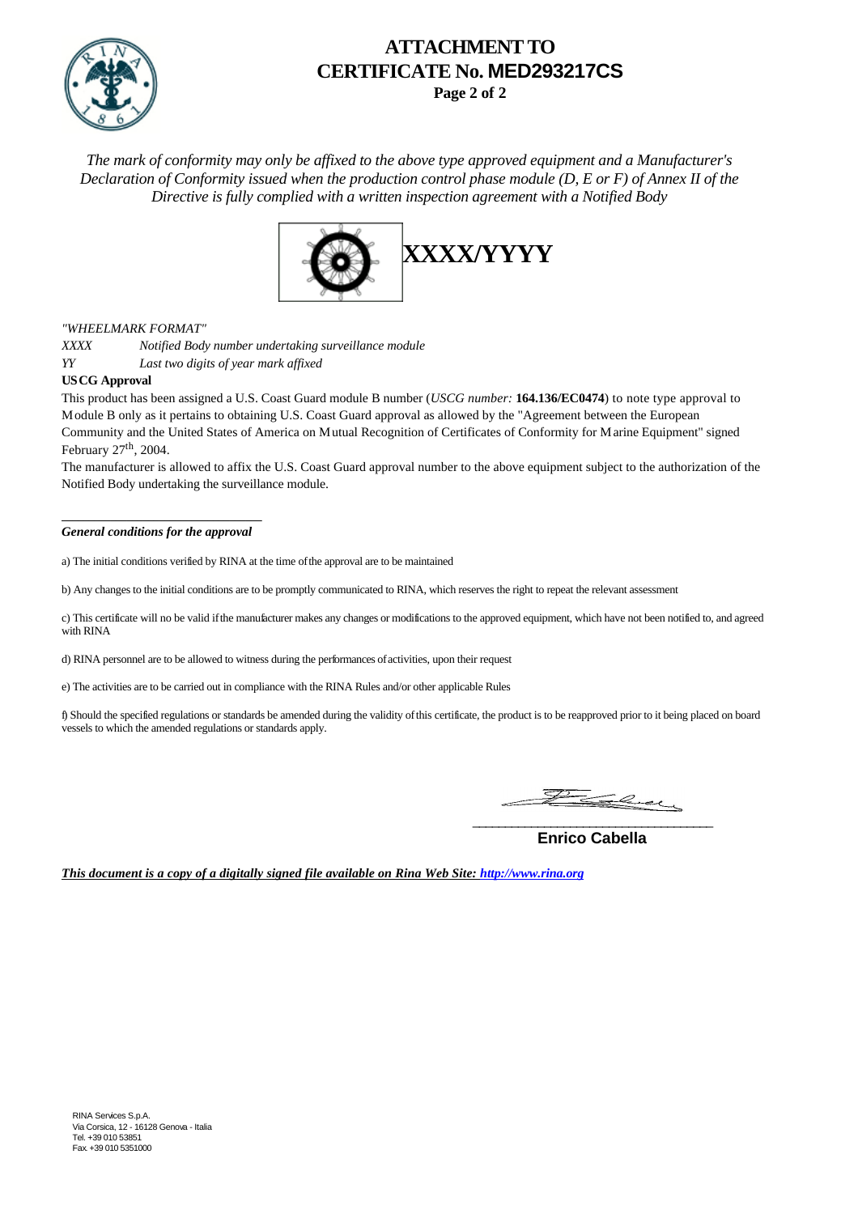# ATTACHMENT TO CERTIFICATE No. MED293217CS

Page 2 of 2

*The mark of conformity may only be affixed to the above type approved equipment and a Manufacturer's Declaration of Conformity issued when the production control phase module (D, E or F) of Annex II of the Directive is fully complied with a written inspection agreement with a Notified Body*

**XXXX/YYYY**

*"WHEELMARK FORMAT"*

*XXXX* *Notified Body number undertaking surveillance module*

*YY* *Last two digits of year mark affixed*

**USCG Approval**

This product has been assigned a U.S. Coast Guard module B number (*USCG number:* **164.136/EC0474**) to note type approval to Module B only as it pertains to obtaining U.S. Coast Guard approval as allowed by the "Agreement between the European Community and the United States of America on Mutual Recognition of Certificates of Conformity for Marine Equipment" signed February 27th, 2004.

The manufacturer is allowed to affix the U.S. Coast Guard approval number to the above equipment subject to the authorization of the Notified Body undertaking the surveillance module.

***General conditions for the approval***

a) The initial conditions verified by RINA at the time of the approval are to be maintained

b) Any changes to the initial conditions are to be promptly communicated to RINA, which reserves the right to repeat the relevant assessment

c) This certificate will no be valid if the manufacturer makes any changes or modifications to the approved equipment, which have not been notified to, and agreed with RINA

d) RINA personnel are to be allowed to witness during the performances of activities, upon their request

e) The activities are to be carried out in compliance with the RINA Rules and/or other applicable Rules

f) Should the specified regulations or standards be amended during the validity of this certificate, the product is to be reapproved prior to it being placed on board vessels to which the amended regulations or standards apply.

**Enrico Cabella**

***This document is a copy of a digitally signed file available on Rina Web Site: http://www.rina.org***

RINA Services S.p.A.
Via Corsica, 12 - 16128 Genova - Italia
Tel. +39 010 53851
Fax +39 010 5351000